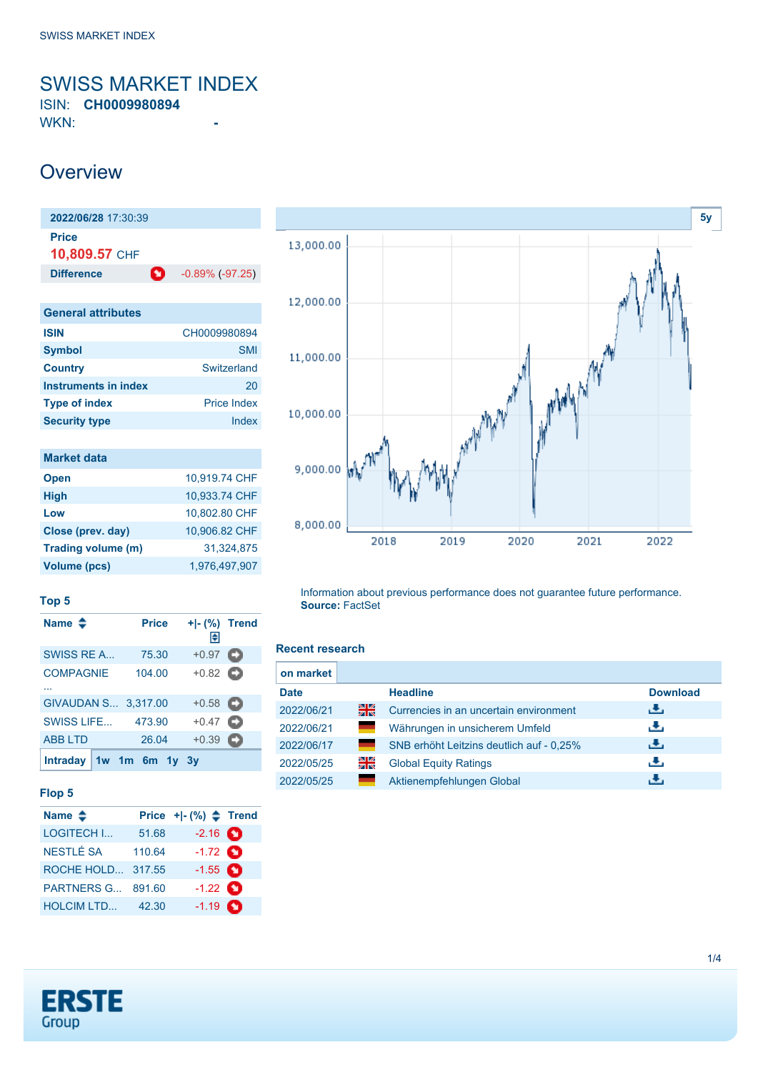# SWISS MARKET INDEX

ISIN: **CH0009980894**
WKN: -

## Overview

**2022/06/28** 17:30:39

**Price**
**10,809.57** CHF

| **Difference** | -0.89% (-97.25) |
|---|---|

| General attributes | |
|---|---|
| **ISIN** | CH0009980894 |
| **Symbol** | SMI |
| **Country** | Switzerland |
| **Instruments in index** | 20 |
| **Type of index** | Price Index |
| **Security type** | Index |

| Market data | |
|---|---|
| **Open** | 10,919.74 CHF |
| **High** | 10,933.74 CHF |
| **Low** | 10,802.80 CHF |
| **Close (prev. day)** | 10,906.82 CHF |
| **Trading volume (m)** | 31,324,875 |
| **Volume (pcs)** | 1,976,497,907 |

### Top 5

| Name | Price | +\|- (%) | Trend |
|---|---|---|---|
| SWISS RE A... | 75.30 | +0.97 | |
| COMPAGNIE ... | 104.00 | +0.82 | |
| GIVAUDAN S... | 3,317.00 | +0.58 | |
| SWISS LIFE... | 473.90 | +0.47 | |
| ABB LTD | 26.04 | +0.39 | |

Intraday 1w 1m 6m 1y 3y

### Flop 5

| Name | Price | +\|- (%) | Trend |
|---|---|---|---|
| LOGITECH I... | 51.68 | -2.16 | |
| NESTLÉ SA | 110.64 | -1.72 | |
| ROCHE HOLD... | 317.55 | -1.55 | |
| PARTNERS G... | 891.60 | -1.22 | |
| HOLCIM LTD... | 42.30 | -1.19 | |

5y

Information about previous performance does not guarantee future performance.
**Source:** FactSet

### Recent research

on market

| Date | Headline | Download |
|---|---|---|
| 2022/06/21 | Currencies in an uncertain environment | |
| 2022/06/21 | Währungen in unsicherem Umfeld | |
| 2022/06/17 | SNB erhöht Leitzins deutlich auf - 0,25% | |
| 2022/05/25 | Global Equity Ratings | |
| 2022/05/25 | Aktienempfehlungen Global | |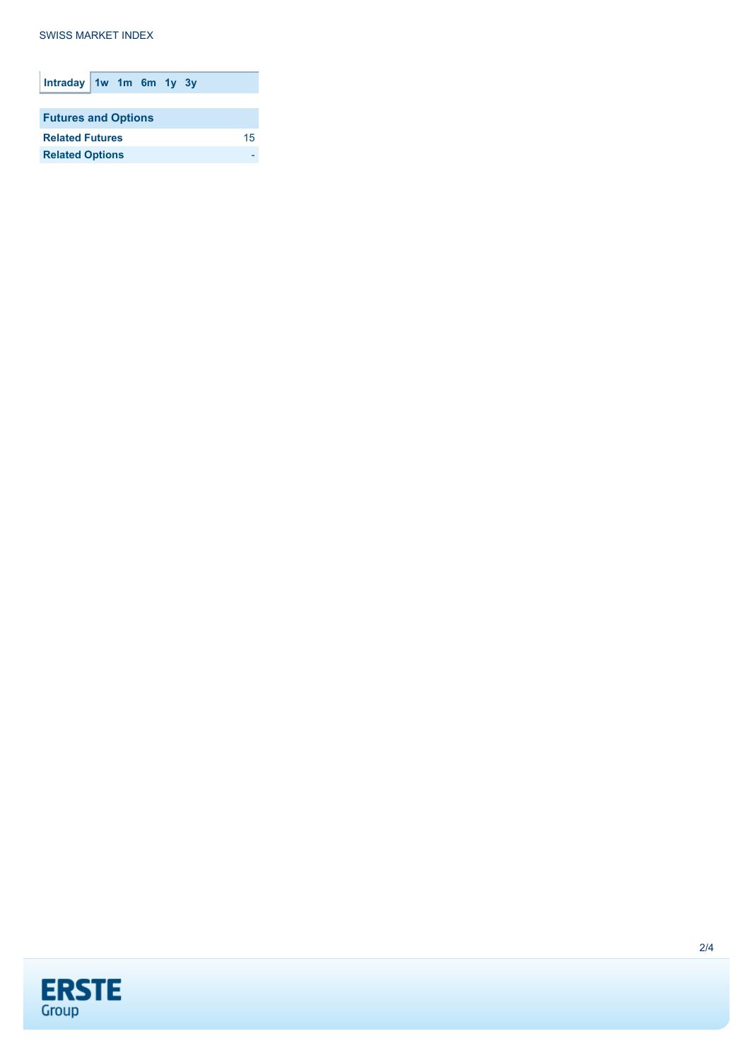Intraday | 1w | 1m | 6m | 1y | 3y

| Futures and Options | |
|---|---|
| **Related Futures** | 15 |
| **Related Options** | - |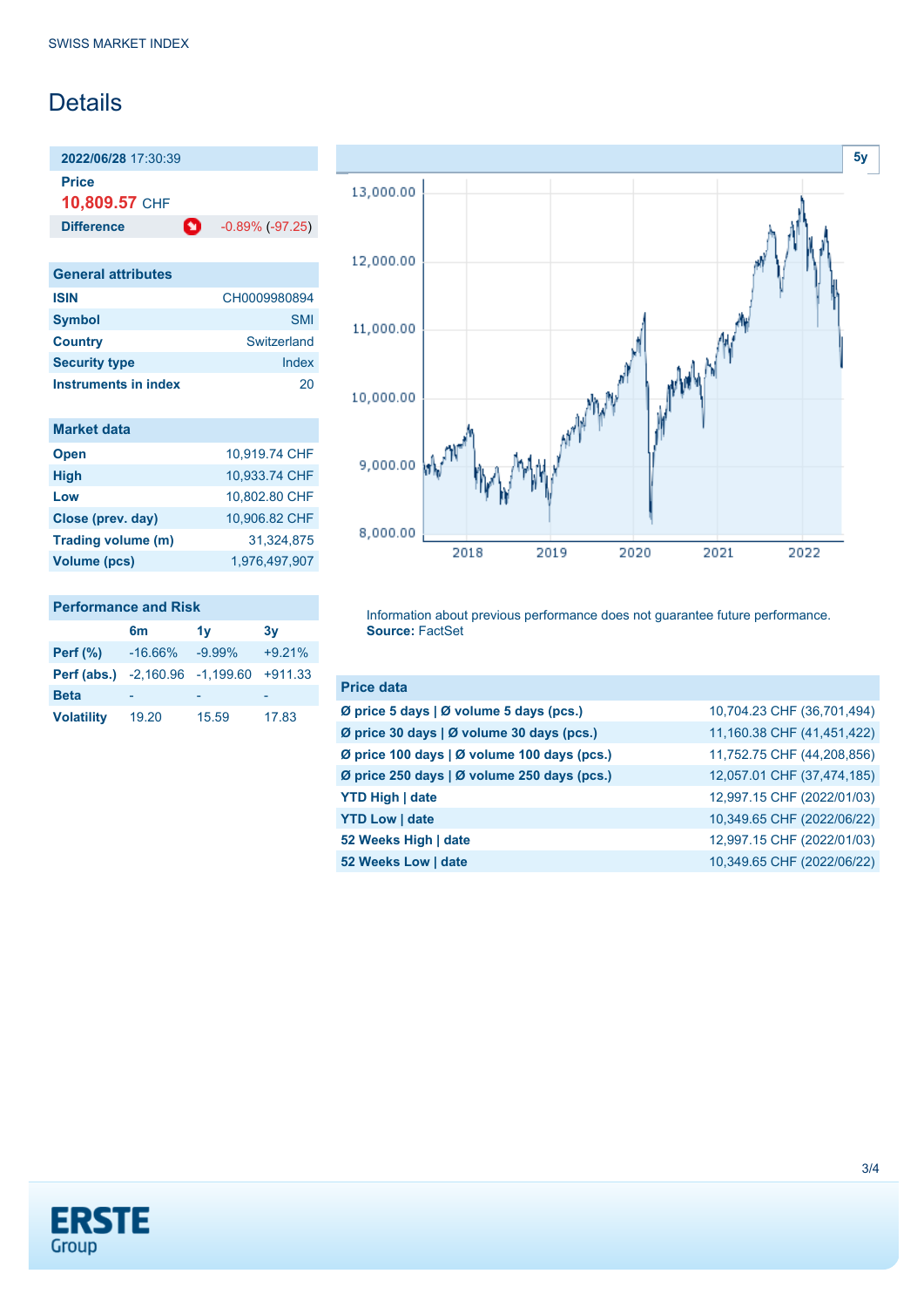SWISS MARKET INDEX

# Details

| **2022/06/28** 17:30:39 | |
|---|---|
| **Price** | |
| **10,809.57** CHF | |
| **Difference** | -0.89% (-97.25) |

## General attributes

| | |
|---|---|
| **ISIN** | CH0009980894 |
| **Symbol** | SMI |
| **Country** | Switzerland |
| **Security type** | Index |
| **Instruments in index** | 20 |

## Market data

| | |
|---|---|
| **Open** | 10,919.74 CHF |
| **High** | 10,933.74 CHF |
| **Low** | 10,802.80 CHF |
| **Close (prev. day)** | 10,906.82 CHF |
| **Trading volume (m)** | 31,324,875 |
| **Volume (pcs)** | 1,976,497,907 |

## Performance and Risk

| | 6m | 1y | 3y |
|---|---|---|---|
| **Perf (%)** | -16.66% | -9.99% | +9.21% |
| **Perf (abs.)** | -2,160.96 | -1,199.60 | +911.33 |
| **Beta** | - | - | - |
| **Volatility** | 19.20 | 15.59 | 17.83 |

Information about previous performance does not guarantee future performance.
**Source:** FactSet

## Price data

| | |
|---|---|
| **Ø price 5 days \| Ø volume 5 days (pcs.)** | 10,704.23 CHF (36,701,494) |
| **Ø price 30 days \| Ø volume 30 days (pcs.)** | 11,160.38 CHF (41,451,422) |
| **Ø price 100 days \| Ø volume 100 days (pcs.)** | 11,752.75 CHF (44,208,856) |
| **Ø price 250 days \| Ø volume 250 days (pcs.)** | 12,057.01 CHF (37,474,185) |
| **YTD High \| date** | 12,997.15 CHF (2022/01/03) |
| **YTD Low \| date** | 10,349.65 CHF (2022/06/22) |
| **52 Weeks High \| date** | 12,997.15 CHF (2022/01/03) |
| **52 Weeks Low \| date** | 10,349.65 CHF (2022/06/22) |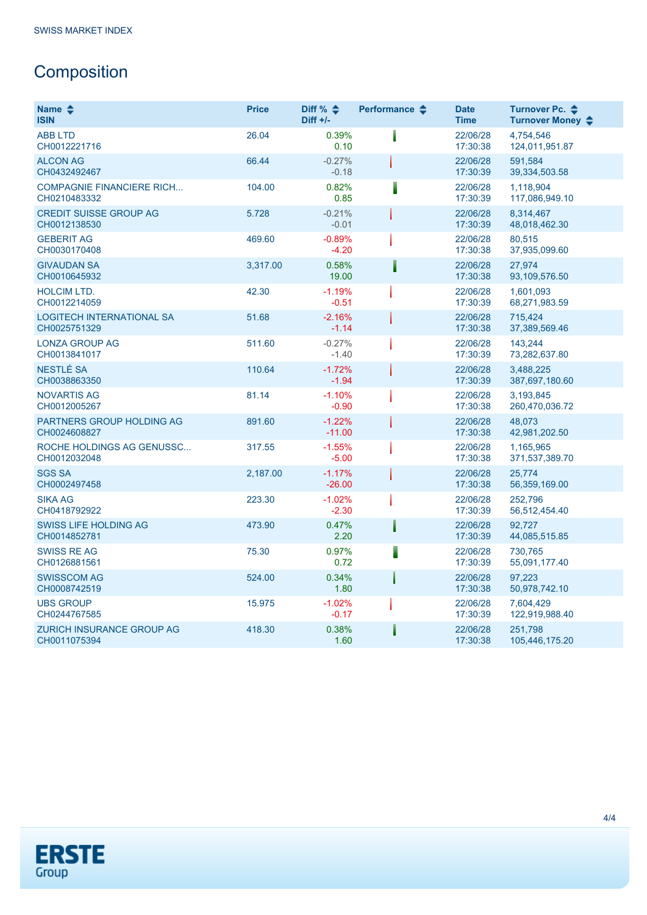SWISS MARKET INDEX

# Composition

| Name<br>ISIN | Price | Diff %<br>Diff +/- | Performance | Date<br>Time | Turnover Pc.<br>Turnover Money |
|---|---|---|---|---|---|
| ABB LTD<br>CH0012221716 | 26.04 | 0.39%<br>0.10 | | 22/06/28<br>17:30:38 | 4,754,546<br>124,011,951.87 |
| ALCON AG<br>CH0432492467 | 66.44 | -0.27%<br>-0.18 | | 22/06/28<br>17:30:39 | 591,584<br>39,334,503.58 |
| COMPAGNIE FINANCIERE RICH...<br>CH0210483332 | 104.00 | 0.82%<br>0.85 | | 22/06/28<br>17:30:39 | 1,118,904<br>117,086,949.10 |
| CREDIT SUISSE GROUP AG<br>CH0012138530 | 5.728 | -0.21%<br>-0.01 | | 22/06/28<br>17:30:39 | 8,314,467<br>48,018,462.30 |
| GEBERIT AG<br>CH0030170408 | 469.60 | -0.89%<br>-4.20 | | 22/06/28<br>17:30:38 | 80,515<br>37,935,099.60 |
| GIVAUDAN SA<br>CH0010645932 | 3,317.00 | 0.58%<br>19.00 | | 22/06/28<br>17:30:38 | 27,974<br>93,109,576.50 |
| HOLCIM LTD.<br>CH0012214059 | 42.30 | -1.19%<br>-0.51 | | 22/06/28<br>17:30:39 | 1,601,093<br>68,271,983.59 |
| LOGITECH INTERNATIONAL SA<br>CH0025751329 | 51.68 | -2.16%<br>-1.14 | | 22/06/28<br>17:30:38 | 715,424<br>37,389,569.46 |
| LONZA GROUP AG<br>CH0013841017 | 511.60 | -0.27%<br>-1.40 | | 22/06/28<br>17:30:39 | 143,244<br>73,282,637.80 |
| NESTLÉ SA<br>CH0038863350 | 110.64 | -1.72%<br>-1.94 | | 22/06/28<br>17:30:39 | 3,488,225<br>387,697,180.60 |
| NOVARTIS AG<br>CH0012005267 | 81.14 | -1.10%<br>-0.90 | | 22/06/28<br>17:30:38 | 3,193,845<br>260,470,036.72 |
| PARTNERS GROUP HOLDING AG<br>CH0024608827 | 891.60 | -1.22%<br>-11.00 | | 22/06/28<br>17:30:38 | 48,073<br>42,981,202.50 |
| ROCHE HOLDINGS AG GENUSSC...<br>CH0012032048 | 317.55 | -1.55%<br>-5.00 | | 22/06/28<br>17:30:38 | 1,165,965<br>371,537,389.70 |
| SGS SA<br>CH0002497458 | 2,187.00 | -1.17%<br>-26.00 | | 22/06/28<br>17:30:38 | 25,774<br>56,359,169.00 |
| SIKA AG<br>CH0418792922 | 223.30 | -1.02%<br>-2.30 | | 22/06/28<br>17:30:39 | 252,796<br>56,512,454.40 |
| SWISS LIFE HOLDING AG<br>CH0014852781 | 473.90 | 0.47%<br>2.20 | | 22/06/28<br>17:30:39 | 92,727<br>44,085,515.85 |
| SWISS RE AG<br>CH0126881561 | 75.30 | 0.97%<br>0.72 | | 22/06/28<br>17:30:39 | 730,765<br>55,091,177.40 |
| SWISSCOM AG<br>CH0008742519 | 524.00 | 0.34%<br>1.80 | | 22/06/28<br>17:30:38 | 97,223<br>50,978,742.10 |
| UBS GROUP<br>CH0244767585 | 15.975 | -1.02%<br>-0.17 | | 22/06/28<br>17:30:39 | 7,604,429<br>122,919,988.40 |
| ZURICH INSURANCE GROUP AG<br>CH0011075394 | 418.30 | 0.38%<br>1.60 | | 22/06/28<br>17:30:38 | 251,798<br>105,446,175.20 |